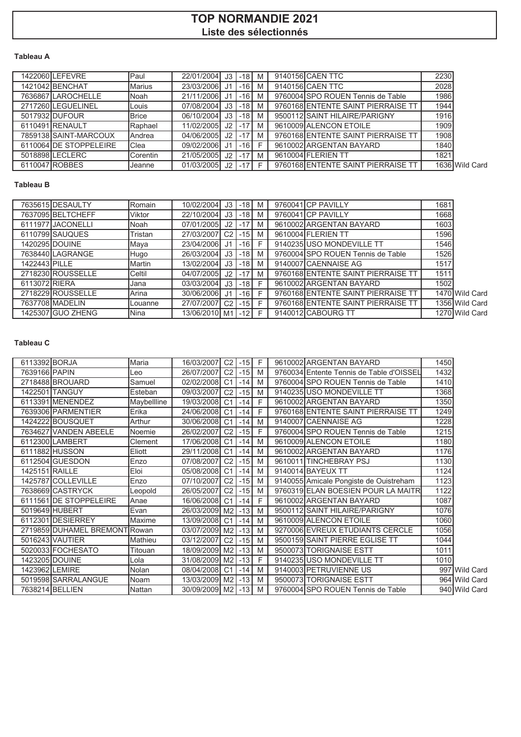# TOP NORMANDIE 2021

## Liste des sélectionnés

### Tableau A

| | | | | | | | | | | |
|---|---|---|---|---|---|---|---|---|---|---|
| 1422060 | LEFEVRE | Paul | 22/01/2004 | J3 | -18 | M | 9140156 | CAEN TTC | 2230 | |
| 1421042 | BENCHAT | Marius | 23/03/2006 | J1 | -16 | M | 9140156 | CAEN TTC | 2028 | |
| 7636867 | LAROCHELLE | Noah | 21/11/2006 | J1 | -16 | M | 9760004 | SPO ROUEN Tennis de Table | 1986 | |
| 2717260 | LEGUELINEL | Louis | 07/08/2004 | J3 | -18 | M | 9760168 | ENTENTE SAINT PIERRAISE TT | 1944 | |
| 5017932 | DUFOUR | Brice | 06/10/2004 | J3 | -18 | M | 9500112 | SAINT HILAIRE/PARIGNY | 1916 | |
| 6110491 | RENAULT | Raphael | 11/02/2005 | J2 | -17 | M | 9610009 | ALENCON ETOILE | 1909 | |
| 7859138 | SAINT-MARCOUX | Andrea | 04/06/2005 | J2 | -17 | M | 9760168 | ENTENTE SAINT PIERRAISE TT | 1908 | |
| 6110064 | DE STOPPELEIRE | Clea | 09/02/2006 | J1 | -16 | F | 9610002 | ARGENTAN BAYARD | 1840 | |
| 5018898 | LECLERC | Corentin | 21/05/2005 | J2 | -17 | M | 9610004 | FLERIEN TT | 1821 | |
| 6110047 | ROBBES | Jeanne | 01/03/2005 | J2 | -17 | F | 9760168 | ENTENTE SAINT PIERRAISE TT | 1636 | Wild Card |

### Tableau B

| | | | | | | | | | | |
|---|---|---|---|---|---|---|---|---|---|---|
| 7635615 | DESAULTY | Romain | 10/02/2004 | J3 | -18 | M | 9760041 | CP PAVILLY | 1681 | |
| 7637095 | BELTCHEFF | Viktor | 22/10/2004 | J3 | -18 | M | 9760041 | CP PAVILLY | 1668 | |
| 6111977 | JACONELLI | Noah | 07/01/2005 | J2 | -17 | M | 9610002 | ARGENTAN BAYARD | 1603 | |
| 6110799 | SAUQUES | Tristan | 27/03/2007 | C2 | -15 | M | 9610004 | FLERIEN TT | 1596 | |
| 1420295 | DOUINE | Maya | 23/04/2006 | J1 | -16 | F | 9140235 | USO MONDEVILLE TT | 1546 | |
| 7638440 | LAGRANGE | Hugo | 26/03/2004 | J3 | -18 | M | 9760004 | SPO ROUEN Tennis de Table | 1526 | |
| 1422443 | PILLE | Martin | 13/02/2004 | J3 | -18 | M | 9140007 | CAENNAISE AG | 1517 | |
| 2718230 | ROUSSELLE | Celtil | 04/07/2005 | J2 | -17 | M | 9760168 | ENTENTE SAINT PIERRAISE TT | 1511 | |
| 6113072 | RIERA | Jana | 03/03/2004 | J3 | -18 | F | 9610002 | ARGENTAN BAYARD | 1502 | |
| 2718229 | ROUSSELLE | Arina | 30/06/2006 | J1 | -16 | F | 9760168 | ENTENTE SAINT PIERRAISE TT | 1470 | Wild Card |
| 7637708 | MADELIN | Louanne | 27/07/2007 | C2 | -15 | F | 9760168 | ENTENTE SAINT PIERRAISE TT | 1356 | Wild Card |
| 1425307 | GUO ZHENG | Nina | 13/06/2010 | M1 | -12 | F | 9140012 | CABOURG TT | 1270 | Wild Card |

### Tableau C

| | | | | | | | | | | |
|---|---|---|---|---|---|---|---|---|---|---|
| 6113392 | BORJA | Maria | 16/03/2007 | C2 | -15 | F | 9610002 | ARGENTAN BAYARD | 1450 | |
| 7639166 | PAPIN | Leo | 26/07/2007 | C2 | -15 | M | 9760034 | Entente Tennis de Table d'OISSEL | 1432 | |
| 2718488 | BROUARD | Samuel | 02/02/2008 | C1 | -14 | M | 9760004 | SPO ROUEN Tennis de Table | 1410 | |
| 1422501 | TANGUY | Esteban | 09/03/2007 | C2 | -15 | M | 9140235 | USO MONDEVILLE TT | 1368 | |
| 6113391 | MENENDEZ | Maybellline | 19/03/2008 | C1 | -14 | F | 9610002 | ARGENTAN BAYARD | 1350 | |
| 7639306 | PARMENTIER | Erika | 24/06/2008 | C1 | -14 | F | 9760168 | ENTENTE SAINT PIERRAISE TT | 1249 | |
| 1424222 | BOUSQUET | Arthur | 30/06/2008 | C1 | -14 | M | 9140007 | CAENNAISE AG | 1228 | |
| 7634627 | VANDEN ABEELE | Noemie | 26/02/2007 | C2 | -15 | F | 9760004 | SPO ROUEN Tennis de Table | 1215 | |
| 6112300 | LAMBERT | Clement | 17/06/2008 | C1 | -14 | M | 9610009 | ALENCON ETOILE | 1180 | |
| 6111882 | HUSSON | Eliott | 29/11/2008 | C1 | -14 | M | 9610002 | ARGENTAN BAYARD | 1176 | |
| 6112504 | GUESDON | Enzo | 07/08/2007 | C2 | -15 | M | 9610011 | TINCHEBRAY PSJ | 1130 | |
| 1425151 | RAILLE | Eloi | 05/08/2008 | C1 | -14 | M | 9140014 | BAYEUX TT | 1124 | |
| 1425787 | COLLEVILLE | Enzo | 07/10/2007 | C2 | -15 | M | 9140055 | Amicale Pongiste de Ouistreham | 1123 | |
| 7638669 | CASTRYCK | Leopold | 26/05/2007 | C2 | -15 | M | 9760319 | ELAN BOESIEN POUR LA MAITR | 1122 | |
| 6111561 | DE STOPPELEIRE | Anae | 16/06/2008 | C1 | -14 | F | 9610002 | ARGENTAN BAYARD | 1087 | |
| 5019649 | HUBERT | Evan | 26/03/2009 | M2 | -13 | M | 9500112 | SAINT HILAIRE/PARIGNY | 1076 | |
| 6112301 | DESIERREY | Maxime | 13/09/2008 | C1 | -14 | M | 9610009 | ALENCON ETOILE | 1060 | |
| 2719859 | DUHAMEL BREMONT | Rowan | 03/07/2009 | M2 | -13 | M | 9270006 | EVREUX ETUDIANTS CERCLE | 1056 | |
| 5016243 | VAUTIER | Mathieu | 03/12/2007 | C2 | -15 | M | 9500159 | SAINT PIERRE EGLISE TT | 1044 | |
| 5020033 | FOCHESATO | Titouan | 18/09/2009 | M2 | -13 | M | 9500073 | TORIGNAISE ESTT | 1011 | |
| 1423205 | DOUINE | Lola | 31/08/2009 | M2 | -13 | F | 9140235 | USO MONDEVILLE TT | 1010 | |
| 1423962 | LEMIRE | Nolan | 08/04/2008 | C1 | -14 | M | 9140003 | PETRUVIENNE US | 997 | Wild Card |
| 5019598 | SARRALANGUE | Noam | 13/03/2009 | M2 | -13 | M | 9500073 | TORIGNAISE ESTT | 964 | Wild Card |
| 7638214 | BELLIEN | Nattan | 30/09/2009 | M2 | -13 | M | 9760004 | SPO ROUEN Tennis de Table | 940 | Wild Card |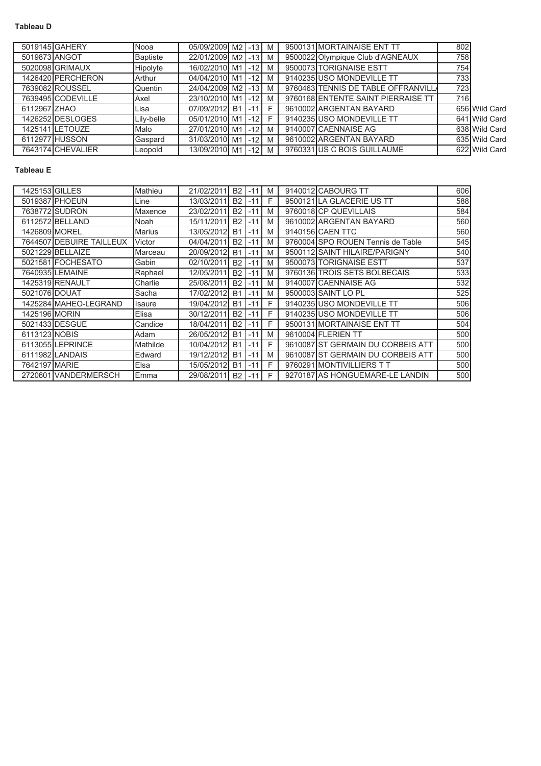**Tableau D**

| | | | | | | | | | | |
|---|---|---|---|---|---|---|---|---|---|---|
| 5019145 | GAHERY | Nooa | 05/09/2009 | M2 | -13 | M | 9500131 | MORTAINAISE ENT TT | 802 | |
| 5019873 | ANGOT | Baptiste | 22/01/2009 | M2 | -13 | M | 9500022 | Olympique Club d'AGNEAUX | 758 | |
| 5020098 | GRIMAUX | Hipolyte | 16/02/2010 | M1 | -12 | M | 9500073 | TORIGNAISE ESTT | 754 | |
| 1426420 | PERCHERON | Arthur | 04/04/2010 | M1 | -12 | M | 9140235 | USO MONDEVILLE TT | 733 | |
| 7639082 | ROUSSEL | Quentin | 24/04/2009 | M2 | -13 | M | 9760463 | TENNIS DE TABLE OFFRANVILL | 723 | |
| 7639495 | CODEVILLE | Axel | 23/10/2010 | M1 | -12 | M | 9760168 | ENTENTE SAINT PIERRAISE TT | 716 | |
| 6112967 | ZHAO | Lisa | 07/09/2012 | B1 | -11 | F | 9610002 | ARGENTAN BAYARD | 656 | Wild Card |
| 1426252 | DESLOGES | Lily-belle | 05/01/2010 | M1 | -12 | F | 9140235 | USO MONDEVILLE TT | 641 | Wild Card |
| 1425141 | LETOUZE | Malo | 27/01/2010 | M1 | -12 | M | 9140007 | CAENNAISE AG | 638 | Wild Card |
| 6112977 | HUSSON | Gaspard | 31/03/2010 | M1 | -12 | M | 9610002 | ARGENTAN BAYARD | 635 | Wild Card |
| 7643174 | CHEVALIER | Leopold | 13/09/2010 | M1 | -12 | M | 9760331 | US C BOIS GUILLAUME | 622 | Wild Card |

**Tableau E**

| | | | | | | | | | |
|---|---|---|---|---|---|---|---|---|---|
| 1425153 | GILLES | Mathieu | 21/02/2011 | B2 | -11 | M | 9140012 | CABOURG TT | 606 |
| 5019387 | PHOEUN | Line | 13/03/2011 | B2 | -11 | F | 9500121 | LA GLACERIE US TT | 588 |
| 7638772 | SUDRON | Maxence | 23/02/2011 | B2 | -11 | M | 9760018 | CP QUEVILLAIS | 584 |
| 6112572 | BELLAND | Noah | 15/11/2011 | B2 | -11 | M | 9610002 | ARGENTAN BAYARD | 560 |
| 1426809 | MOREL | Marius | 13/05/2012 | B1 | -11 | M | 9140156 | CAEN TTC | 560 |
| 7644507 | DEBUIRE TAILLEUX | Victor | 04/04/2011 | B2 | -11 | M | 9760004 | SPO ROUEN Tennis de Table | 545 |
| 5021229 | BELLAIZE | Marceau | 20/09/2012 | B1 | -11 | M | 9500112 | SAINT HILAIRE/PARIGNY | 540 |
| 5021581 | FOCHESATO | Gabin | 02/10/2011 | B2 | -11 | M | 9500073 | TORIGNAISE ESTT | 537 |
| 7640935 | LEMAINE | Raphael | 12/05/2011 | B2 | -11 | M | 9760136 | TROIS SETS BOLBECAIS | 533 |
| 1425319 | RENAULT | Charlie | 25/08/2011 | B2 | -11 | M | 9140007 | CAENNAISE AG | 532 |
| 5021076 | DOUAT | Sacha | 17/02/2012 | B1 | -11 | M | 9500003 | SAINT LO PL | 525 |
| 1425284 | MAHEO-LEGRAND | Isaure | 19/04/2012 | B1 | -11 | F | 9140235 | USO MONDEVILLE TT | 506 |
| 1425196 | MORIN | Elisa | 30/12/2011 | B2 | -11 | F | 9140235 | USO MONDEVILLE TT | 506 |
| 5021433 | DESGUE | Candice | 18/04/2011 | B2 | -11 | F | 9500131 | MORTAINAISE ENT TT | 504 |
| 6113123 | NOBIS | Adam | 26/05/2012 | B1 | -11 | M | 9610004 | FLERIEN TT | 500 |
| 6113055 | LEPRINCE | Mathilde | 10/04/2012 | B1 | -11 | F | 9610087 | ST GERMAIN DU CORBEIS ATT | 500 |
| 6111982 | LANDAIS | Edward | 19/12/2012 | B1 | -11 | M | 9610087 | ST GERMAIN DU CORBEIS ATT | 500 |
| 7642197 | MARIE | Elsa | 15/05/2012 | B1 | -11 | F | 9760291 | MONTIVILLIERS T T | 500 |
| 2720601 | VANDERMERSCH | Emma | 29/08/2011 | B2 | -11 | F | 9270187 | AS HONGUEMARE-LE LANDIN | 500 |